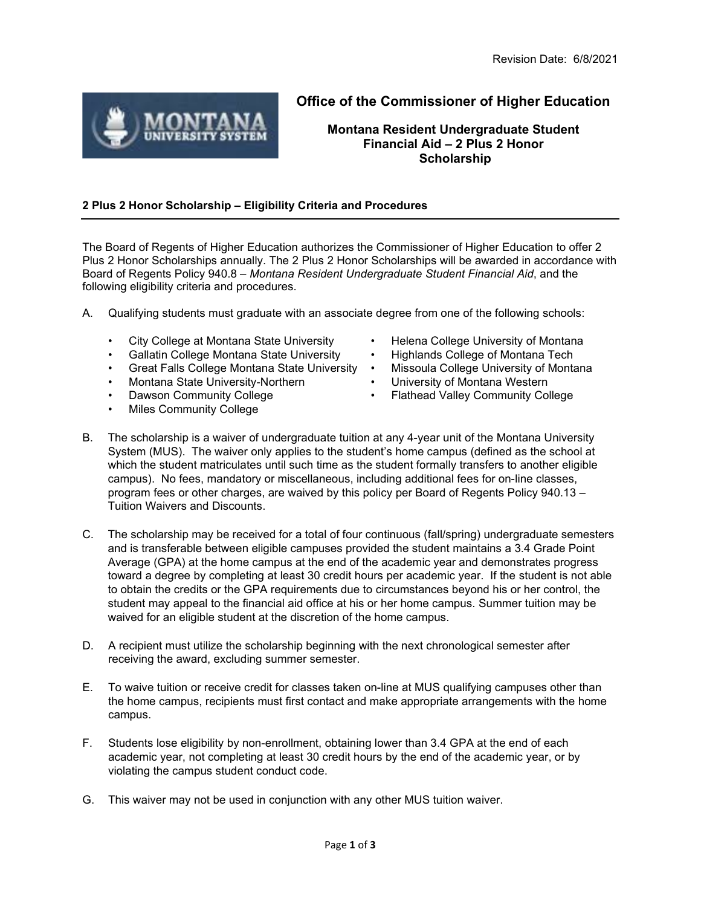Revision Date: 6/8/2021

# Office of the Commissioner of Higher Education

## Montana Resident Undergraduate Student Financial Aid – 2 Plus 2 Honor Scholarship

### 2 Plus 2 Honor Scholarship – Eligibility Criteria and Procedures

The Board of Regents of Higher Education authorizes the Commissioner of Higher Education to offer 2 Plus 2 Honor Scholarships annually. The 2 Plus 2 Honor Scholarships will be awarded in accordance with Board of Regents Policy 940.8 – *Montana Resident Undergraduate Student Financial Aid*, and the following eligibility criteria and procedures.

A. Qualifying students must graduate with an associate degree from one of the following schools:

- City College at Montana State University
- Gallatin College Montana State University
- Great Falls College Montana State University
- Montana State University-Northern
- Dawson Community College
- Miles Community College
- Helena College University of Montana
- Highlands College of Montana Tech
- Missoula College University of Montana
- University of Montana Western
- Flathead Valley Community College

B. The scholarship is a waiver of undergraduate tuition at any 4-year unit of the Montana University System (MUS). The waiver only applies to the student's home campus (defined as the school at which the student matriculates until such time as the student formally transfers to another eligible campus). No fees, mandatory or miscellaneous, including additional fees for on-line classes, program fees or other charges, are waived by this policy per Board of Regents Policy 940.13 – Tuition Waivers and Discounts.

C. The scholarship may be received for a total of four continuous (fall/spring) undergraduate semesters and is transferable between eligible campuses provided the student maintains a 3.4 Grade Point Average (GPA) at the home campus at the end of the academic year and demonstrates progress toward a degree by completing at least 30 credit hours per academic year. If the student is not able to obtain the credits or the GPA requirements due to circumstances beyond his or her control, the student may appeal to the financial aid office at his or her home campus. Summer tuition may be waived for an eligible student at the discretion of the home campus.

D. A recipient must utilize the scholarship beginning with the next chronological semester after receiving the award, excluding summer semester.

E. To waive tuition or receive credit for classes taken on-line at MUS qualifying campuses other than the home campus, recipients must first contact and make appropriate arrangements with the home campus.

F. Students lose eligibility by non-enrollment, obtaining lower than 3.4 GPA at the end of each academic year, not completing at least 30 credit hours by the end of the academic year, or by violating the campus student conduct code.

G. This waiver may not be used in conjunction with any other MUS tuition waiver.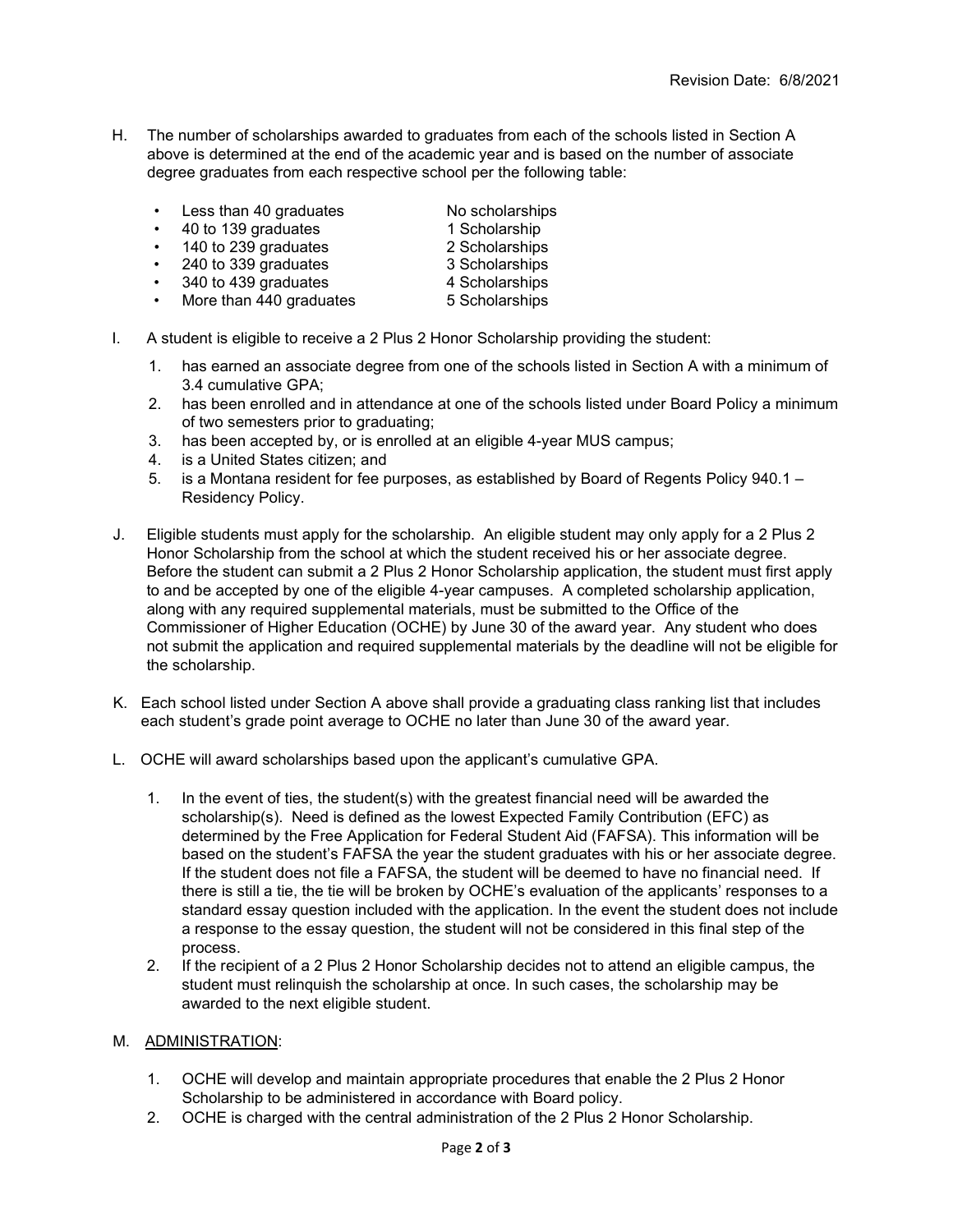H. The number of scholarships awarded to graduates from each of the schools listed in Section A above is determined at the end of the academic year and is based on the number of associate degree graduates from each respective school per the following table:

| | |
|---|---|
| • Less than 40 graduates | No scholarships |
| • 40 to 139 graduates | 1 Scholarship |
| • 140 to 239 graduates | 2 Scholarships |
| • 240 to 339 graduates | 3 Scholarships |
| • 340 to 439 graduates | 4 Scholarships |
| • More than 440 graduates | 5 Scholarships |

I. A student is eligible to receive a 2 Plus 2 Honor Scholarship providing the student:

1. has earned an associate degree from one of the schools listed in Section A with a minimum of 3.4 cumulative GPA;
2. has been enrolled and in attendance at one of the schools listed under Board Policy a minimum of two semesters prior to graduating;
3. has been accepted by, or is enrolled at an eligible 4-year MUS campus;
4. is a United States citizen; and
5. is a Montana resident for fee purposes, as established by Board of Regents Policy 940.1 – Residency Policy.

J. Eligible students must apply for the scholarship. An eligible student may only apply for a 2 Plus 2 Honor Scholarship from the school at which the student received his or her associate degree. Before the student can submit a 2 Plus 2 Honor Scholarship application, the student must first apply to and be accepted by one of the eligible 4-year campuses. A completed scholarship application, along with any required supplemental materials, must be submitted to the Office of the Commissioner of Higher Education (OCHE) by June 30 of the award year. Any student who does not submit the application and required supplemental materials by the deadline will not be eligible for the scholarship.

K. Each school listed under Section A above shall provide a graduating class ranking list that includes each student's grade point average to OCHE no later than June 30 of the award year.

L. OCHE will award scholarships based upon the applicant's cumulative GPA.

1. In the event of ties, the student(s) with the greatest financial need will be awarded the scholarship(s). Need is defined as the lowest Expected Family Contribution (EFC) as determined by the Free Application for Federal Student Aid (FAFSA). This information will be based on the student's FAFSA the year the student graduates with his or her associate degree. If the student does not file a FAFSA, the student will be deemed to have no financial need. If there is still a tie, the tie will be broken by OCHE's evaluation of the applicants' responses to a standard essay question included with the application. In the event the student does not include a response to the essay question, the student will not be considered in this final step of the process.
2. If the recipient of a 2 Plus 2 Honor Scholarship decides not to attend an eligible campus, the student must relinquish the scholarship at once. In such cases, the scholarship may be awarded to the next eligible student.

M. <u>ADMINISTRATION</u>:

1. OCHE will develop and maintain appropriate procedures that enable the 2 Plus 2 Honor Scholarship to be administered in accordance with Board policy.
2. OCHE is charged with the central administration of the 2 Plus 2 Honor Scholarship.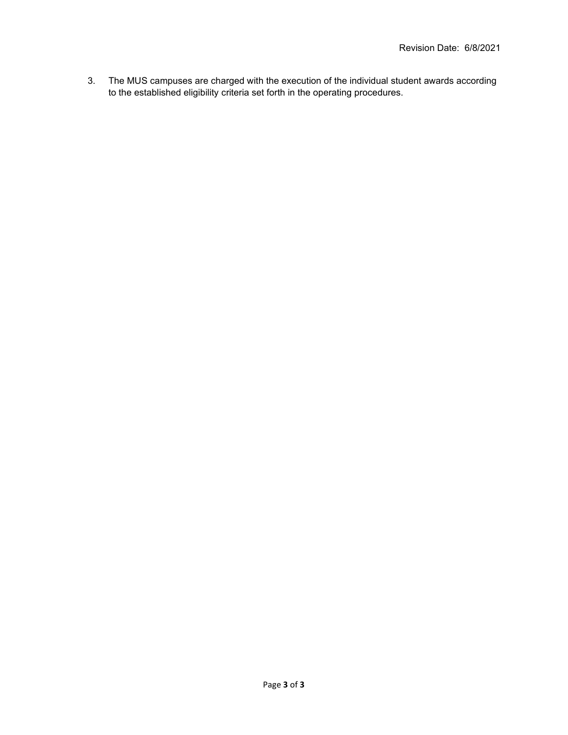3. The MUS campuses are charged with the execution of the individual student awards according to the established eligibility criteria set forth in the operating procedures.